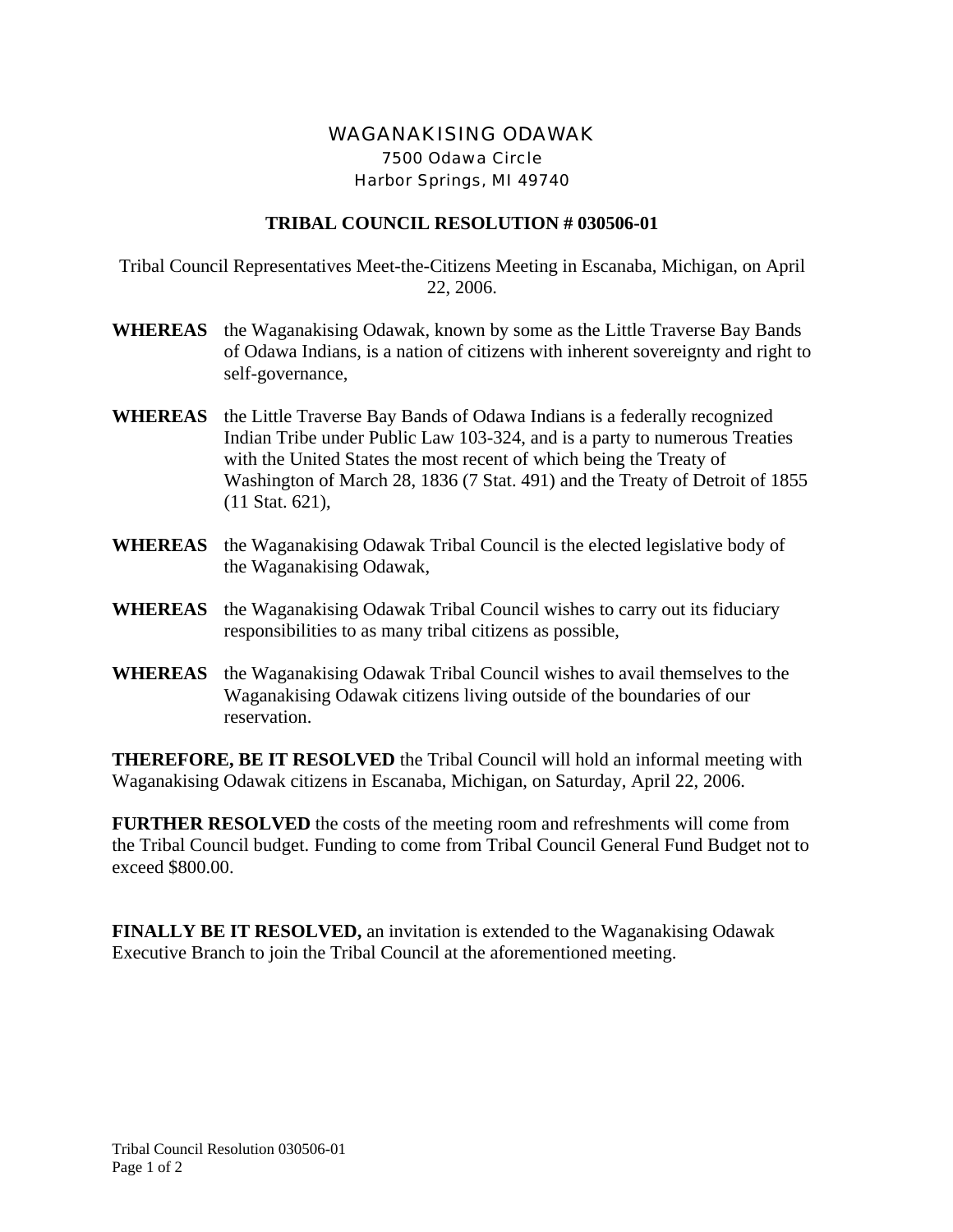# WAGANAKISING ODAWAK

7500 Odawa Circle
Harbor Springs, MI 49740

## TRIBAL COUNCIL RESOLUTION # 030506-01

Tribal Council Representatives Meet-the-Citizens Meeting in Escanaba, Michigan, on April 22, 2006.

**WHEREAS** the Waganakising Odawak, known by some as the Little Traverse Bay Bands of Odawa Indians, is a nation of citizens with inherent sovereignty and right to self-governance,

**WHEREAS** the Little Traverse Bay Bands of Odawa Indians is a federally recognized Indian Tribe under Public Law 103-324, and is a party to numerous Treaties with the United States the most recent of which being the Treaty of Washington of March 28, 1836 (7 Stat. 491) and the Treaty of Detroit of 1855 (11 Stat. 621),

**WHEREAS** the Waganakising Odawak Tribal Council is the elected legislative body of the Waganakising Odawak,

**WHEREAS** the Waganakising Odawak Tribal Council wishes to carry out its fiduciary responsibilities to as many tribal citizens as possible,

**WHEREAS** the Waganakising Odawak Tribal Council wishes to avail themselves to the Waganakising Odawak citizens living outside of the boundaries of our reservation.

**THEREFORE, BE IT RESOLVED** the Tribal Council will hold an informal meeting with Waganakising Odawak citizens in Escanaba, Michigan, on Saturday, April 22, 2006.

**FURTHER RESOLVED** the costs of the meeting room and refreshments will come from the Tribal Council budget. Funding to come from Tribal Council General Fund Budget not to exceed $800.00.

**FINALLY BE IT RESOLVED,** an invitation is extended to the Waganakising Odawak Executive Branch to join the Tribal Council at the aforementioned meeting.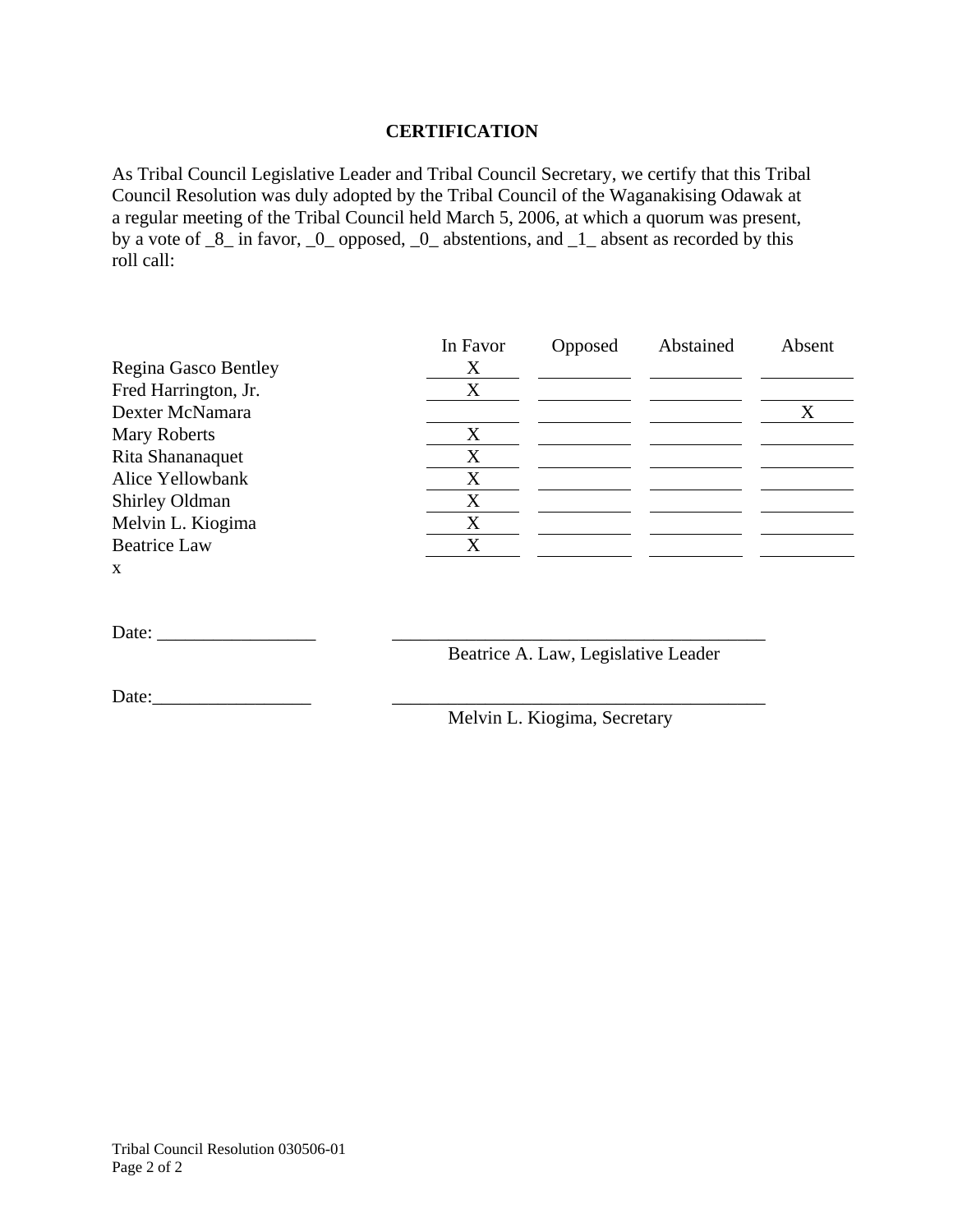## CERTIFICATION

As Tribal Council Legislative Leader and Tribal Council Secretary, we certify that this Tribal Council Resolution was duly adopted by the Tribal Council of the Waganakising Odawak at a regular meeting of the Tribal Council held March 5, 2006, at which a quorum was present, by a vote of _8_ in favor, _0_ opposed, _0_ abstentions, and _1_ absent as recorded by this roll call:

| | In Favor | Opposed | Abstained | Absent |
|---|---|---|---|---|
| Regina Gasco Bentley | X | | | |
| Fred Harrington, Jr. | X | | | |
| Dexter McNamara | | | | X |
| Mary Roberts | X | | | |
| Rita Shananaquet | X | | | |
| Alice Yellowbank | X | | | |
| Shirley Oldman | X | | | |
| Melvin L. Kiogima | X | | | |
| Beatrice Law | X | | | |

x

Date: _________________ ________________________________________
Beatrice A. Law, Legislative Leader

Date:_________________ ________________________________________
Melvin L. Kiogima, Secretary

Tribal Council Resolution 030506-01